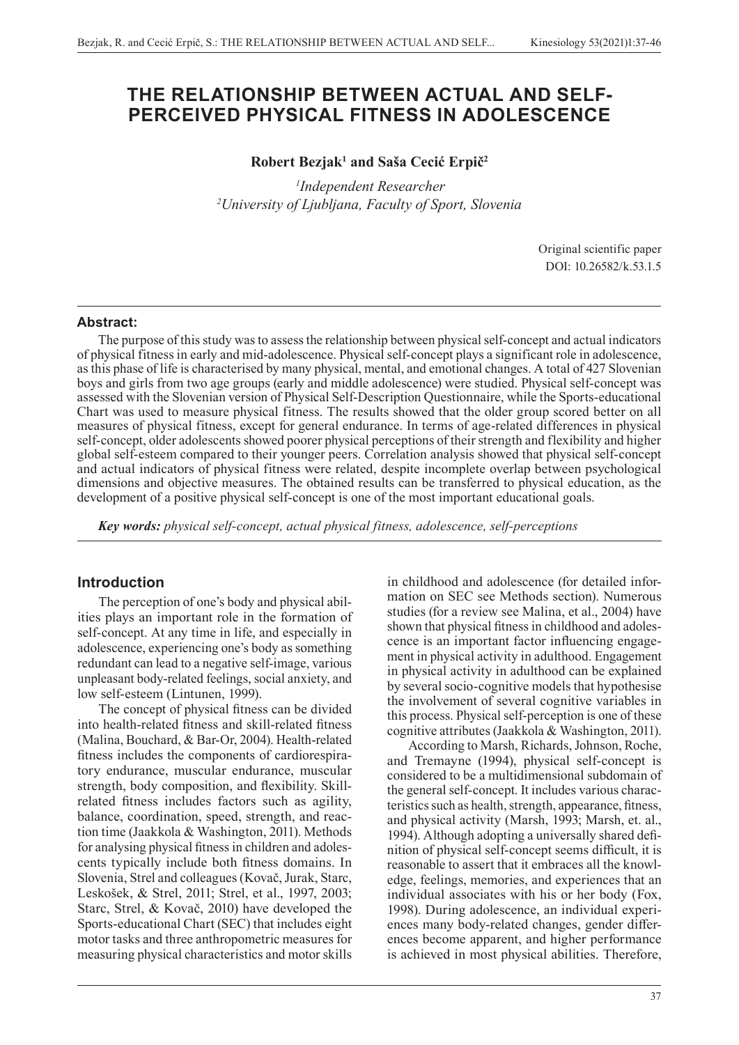# THE RELATIONSHIP BETWEEN ACTUAL AND SELF-PERCEIVED PHYSICAL FITNESS IN ADOLESCENCE

**Robert Bezjak[1] and Saša Cecić Erpič[2]**

*[1]Independent Researcher*
*[2]University of Ljubljana, Faculty of Sport, Slovenia*

Original scientific paper
DOI: 10.26582/k.53.1.5

**Abstract:**

The purpose of this study was to assess the relationship between physical self-concept and actual indicators of physical fitness in early and mid-adolescence. Physical self-concept plays a significant role in adolescence, as this phase of life is characterised by many physical, mental, and emotional changes. A total of 427 Slovenian boys and girls from two age groups (early and middle adolescence) were studied. Physical self-concept was assessed with the Slovenian version of Physical Self-Description Questionnaire, while the Sports-educational Chart was used to measure physical fitness. The results showed that the older group scored better on all measures of physical fitness, except for general endurance. In terms of age-related differences in physical self-concept, older adolescents showed poorer physical perceptions of their strength and flexibility and higher global self-esteem compared to their younger peers. Correlation analysis showed that physical self-concept and actual indicators of physical fitness were related, despite incomplete overlap between psychological dimensions and objective measures. The obtained results can be transferred to physical education, as the development of a positive physical self-concept is one of the most important educational goals.

***Key words:** physical self-concept, actual physical fitness, adolescence, self-perceptions*

## Introduction

The perception of one's body and physical abilities plays an important role in the formation of self-concept. At any time in life, and especially in adolescence, experiencing one's body as something redundant can lead to a negative self-image, various unpleasant body-related feelings, social anxiety, and low self-esteem (Lintunen, 1999).

The concept of physical fitness can be divided into health-related fitness and skill-related fitness (Malina, Bouchard, & Bar-Or, 2004). Health-related fitness includes the components of cardiorespiratory endurance, muscular endurance, muscular strength, body composition, and flexibility. Skill-related fitness includes factors such as agility, balance, coordination, speed, strength, and reaction time (Jaakkola & Washington, 2011). Methods for analysing physical fitness in children and adolescents typically include both fitness domains. In Slovenia, Strel and colleagues (Kovač, Jurak, Starc, Leskošek, & Strel, 2011; Strel, et al., 1997, 2003; Starc, Strel, & Kovač, 2010) have developed the Sports-educational Chart (SEC) that includes eight motor tasks and three anthropometric measures for measuring physical characteristics and motor skills in childhood and adolescence (for detailed information on SEC see Methods section). Numerous studies (for a review see Malina, et al., 2004) have shown that physical fitness in childhood and adolescence is an important factor influencing engagement in physical activity in adulthood. Engagement in physical activity in adulthood can be explained by several socio-cognitive models that hypothesise the involvement of several cognitive variables in this process. Physical self-perception is one of these cognitive attributes (Jaakkola & Washington, 2011).

According to Marsh, Richards, Johnson, Roche, and Tremayne (1994), physical self-concept is considered to be a multidimensional subdomain of the general self-concept. It includes various characteristics such as health, strength, appearance, fitness, and physical activity (Marsh, 1993; Marsh, et. al., 1994). Although adopting a universally shared definition of physical self-concept seems difficult, it is reasonable to assert that it embraces all the knowledge, feelings, memories, and experiences that an individual associates with his or her body (Fox, 1998). During adolescence, an individual experiences many body-related changes, gender differences become apparent, and higher performance is achieved in most physical abilities. Therefore,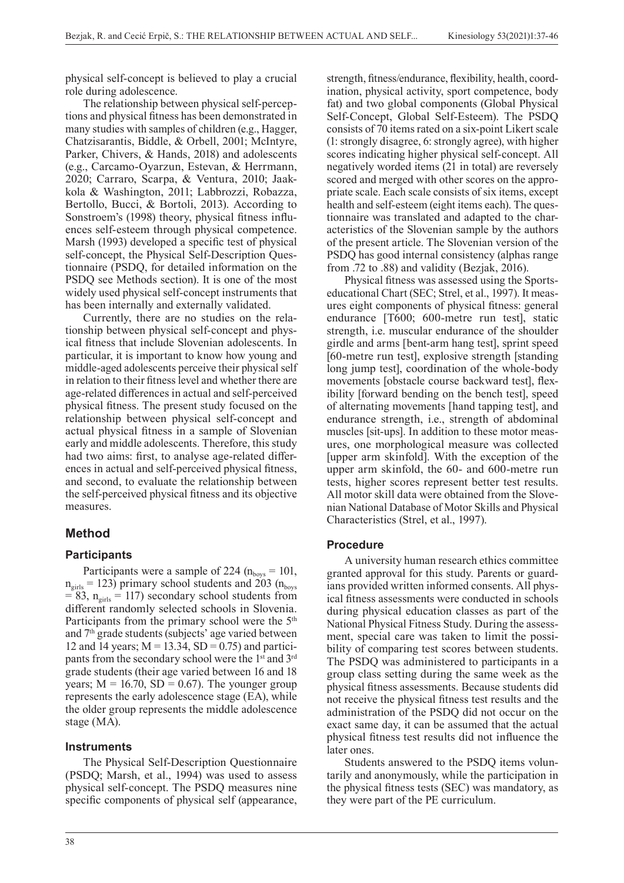physical self-concept is believed to play a crucial role during adolescence.

The relationship between physical self-perceptions and physical fitness has been demonstrated in many studies with samples of children (e.g., Hagger, Chatzisarantis, Biddle, & Orbell, 2001; McIntyre, Parker, Chivers, & Hands, 2018) and adolescents (e.g., Carcamo-Oyarzun, Estevan, & Herrmann, 2020; Carraro, Scarpa, & Ventura, 2010; Jaakkola & Washington, 2011; Labbrozzi, Robazza, Bertollo, Bucci, & Bortoli, 2013). According to Sonstroem's (1998) theory, physical fitness influences self-esteem through physical competence. Marsh (1993) developed a specific test of physical self-concept, the Physical Self-Description Questionnaire (PSDQ, for detailed information on the PSDQ see Methods section). It is one of the most widely used physical self-concept instruments that has been internally and externally validated.

Currently, there are no studies on the relationship between physical self-concept and physical fitness that include Slovenian adolescents. In particular, it is important to know how young and middle-aged adolescents perceive their physical self in relation to their fitness level and whether there are age-related differences in actual and self-perceived physical fitness. The present study focused on the relationship between physical self-concept and actual physical fitness in a sample of Slovenian early and middle adolescents. Therefore, this study had two aims: first, to analyse age-related differences in actual and self-perceived physical fitness, and second, to evaluate the relationship between the self-perceived physical fitness and its objective measures.

## Method

### Participants

Participants were a sample of 224 ($n_{boys} = 101$, $n_{girls} = 123$) primary school students and 203 ($n_{boys} = 83$, $n_{girls} = 117$) secondary school students from different randomly selected schools in Slovenia. Participants from the primary school were the 5th and 7th grade students (subjects' age varied between 12 and 14 years; $M = 13.34$, $SD = 0.75$) and participants from the secondary school were the 1st and 3rd grade students (their age varied between 16 and 18 years; $M = 16.70$, $SD = 0.67$). The younger group represents the early adolescence stage (EA), while the older group represents the middle adolescence stage (MA).

### Instruments

The Physical Self-Description Questionnaire (PSDQ; Marsh, et al., 1994) was used to assess physical self-concept. The PSDQ measures nine specific components of physical self (appearance, strength, fitness/endurance, flexibility, health, coordination, physical activity, sport competence, body fat) and two global components (Global Physical Self-Concept, Global Self-Esteem). The PSDQ consists of 70 items rated on a six-point Likert scale (1: strongly disagree, 6: strongly agree), with higher scores indicating higher physical self-concept. All negatively worded items (21 in total) are reversely scored and merged with other scores on the appropriate scale. Each scale consists of six items, except health and self-esteem (eight items each). The questionnaire was translated and adapted to the characteristics of the Slovenian sample by the authors of the present article. The Slovenian version of the PSDQ has good internal consistency (alphas range from .72 to .88) and validity (Bezjak, 2016).

Physical fitness was assessed using the Sports-educational Chart (SEC; Strel, et al., 1997). It measures eight components of physical fitness: general endurance [T600; 600-metre run test], static strength, i.e. muscular endurance of the shoulder girdle and arms [bent-arm hang test], sprint speed [60-metre run test], explosive strength [standing long jump test], coordination of the whole-body movements [obstacle course backward test], flexibility [forward bending on the bench test], speed of alternating movements [hand tapping test], and endurance strength, i.e., strength of abdominal muscles [sit-ups]. In addition to these motor measures, one morphological measure was collected [upper arm skinfold]. With the exception of the upper arm skinfold, the 60- and 600-metre run tests, higher scores represent better test results. All motor skill data were obtained from the Slovenian National Database of Motor Skills and Physical Characteristics (Strel, et al., 1997).

### Procedure

A university human research ethics committee granted approval for this study. Parents or guardians provided written informed consents. All physical fitness assessments were conducted in schools during physical education classes as part of the National Physical Fitness Study. During the assessment, special care was taken to limit the possibility of comparing test scores between students. The PSDQ was administered to participants in a group class setting during the same week as the physical fitness assessments. Because students did not receive the physical fitness test results and the administration of the PSDQ did not occur on the exact same day, it can be assumed that the actual physical fitness test results did not influence the later ones.

Students answered to the PSDQ items voluntarily and anonymously, while the participation in the physical fitness tests (SEC) was mandatory, as they were part of the PE curriculum.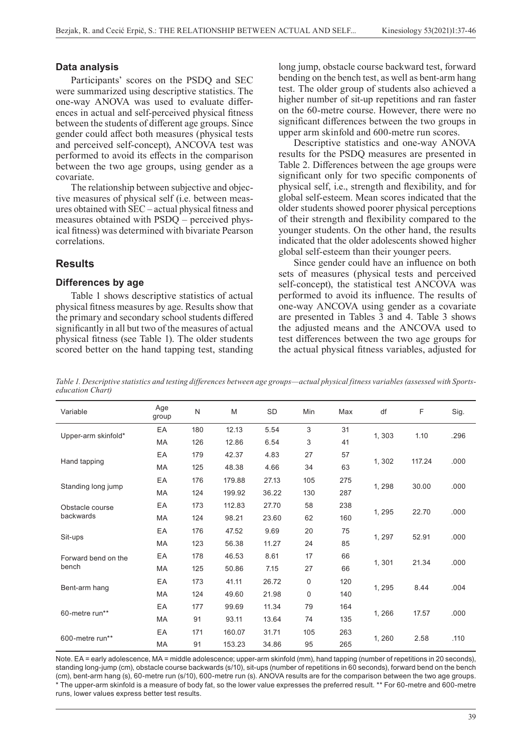### Data analysis

Participants' scores on the PSDQ and SEC were summarized using descriptive statistics. The one-way ANOVA was used to evaluate differences in actual and self-perceived physical fitness between the students of different age groups. Since gender could affect both measures (physical tests and perceived self-concept), ANCOVA test was performed to avoid its effects in the comparison between the two age groups, using gender as a covariate.

The relationship between subjective and objective measures of physical self (i.e. between measures obtained with SEC – actual physical fitness and measures obtained with PSDQ – perceived physical fitness) was determined with bivariate Pearson correlations.

## Results

### Differences by age

Table 1 shows descriptive statistics of actual physical fitness measures by age. Results show that the primary and secondary school students differed significantly in all but two of the measures of actual physical fitness (see Table 1). The older students scored better on the hand tapping test, standing long jump, obstacle course backward test, forward bending on the bench test, as well as bent-arm hang test. The older group of students also achieved a higher number of sit-up repetitions and ran faster on the 60-metre course. However, there were no significant differences between the two groups in upper arm skinfold and 600-metre run scores.

Descriptive statistics and one-way ANOVA results for the PSDQ measures are presented in Table 2. Differences between the age groups were significant only for two specific components of physical self, i.e., strength and flexibility, and for global self-esteem. Mean scores indicated that the older students showed poorer physical perceptions of their strength and flexibility compared to the younger students. On the other hand, the results indicated that the older adolescents showed higher global self-esteem than their younger peers.

Since gender could have an influence on both sets of measures (physical tests and perceived self-concept), the statistical test ANCOVA was performed to avoid its influence. The results of one-way ANCOVA using gender as a covariate are presented in Tables 3 and 4. Table 3 shows the adjusted means and the ANCOVA used to test differences between the two age groups for the actual physical fitness variables, adjusted for

*Table 1. Descriptive statistics and testing differences between age groups—actual physical fitness variables (assessed with Sports-education Chart)*

| Variable | Age group | N | M | SD | Min | Max | df | F | Sig. |
|---|---|---|---|---|---|---|---|---|---|
| Upper-arm skinfold* | EA | 180 | 12.13 | 5.54 | 3 | 31 | 1, 303 | 1.10 | .296 |
| | MA | 126 | 12.86 | 6.54 | 3 | 41 | | | |
| Hand tapping | EA | 179 | 42.37 | 4.83 | 27 | 57 | 1, 302 | 117.24 | .000 |
| | MA | 125 | 48.38 | 4.66 | 34 | 63 | | | |
| Standing long jump | EA | 176 | 179.88 | 27.13 | 105 | 275 | 1, 298 | 30.00 | .000 |
| | MA | 124 | 199.92 | 36.22 | 130 | 287 | | | |
| Obstacle course backwards | EA | 173 | 112.83 | 27.70 | 58 | 238 | 1, 295 | 22.70 | .000 |
| | MA | 124 | 98.21 | 23.60 | 62 | 160 | | | |
| Sit-ups | EA | 176 | 47.52 | 9.69 | 20 | 75 | 1, 297 | 52.91 | .000 |
| | MA | 123 | 56.38 | 11.27 | 24 | 85 | | | |
| Forward bend on the bench | EA | 178 | 46.53 | 8.61 | 17 | 66 | 1, 301 | 21.34 | .000 |
| | MA | 125 | 50.86 | 7.15 | 27 | 66 | | | |
| Bent-arm hang | EA | 173 | 41.11 | 26.72 | 0 | 120 | 1, 295 | 8.44 | .004 |
| | MA | 124 | 49.60 | 21.98 | 0 | 140 | | | |
| 60-metre run** | EA | 177 | 99.69 | 11.34 | 79 | 164 | 1, 266 | 17.57 | .000 |
| | MA | 91 | 93.11 | 13.64 | 74 | 135 | | | |
| 600-metre run** | EA | 171 | 160.07 | 31.71 | 105 | 263 | 1, 260 | 2.58 | .110 |
| | MA | 91 | 153.23 | 34.86 | 95 | 265 | | | |

Note. EA = early adolescence, MA = middle adolescence; upper-arm skinfold (mm), hand tapping (number of repetitions in 20 seconds), standing long-jump (cm), obstacle course backwards (s/10), sit-ups (number of repetitions in 60 seconds), forward bend on the bench (cm), bent-arm hang (s), 60-metre run (s/10), 600-metre run (s). ANOVA results are for the comparison between the two age groups. * The upper-arm skinfold is a measure of body fat, so the lower value expresses the preferred result. ** For 60-metre and 600-metre runs, lower values express better test results.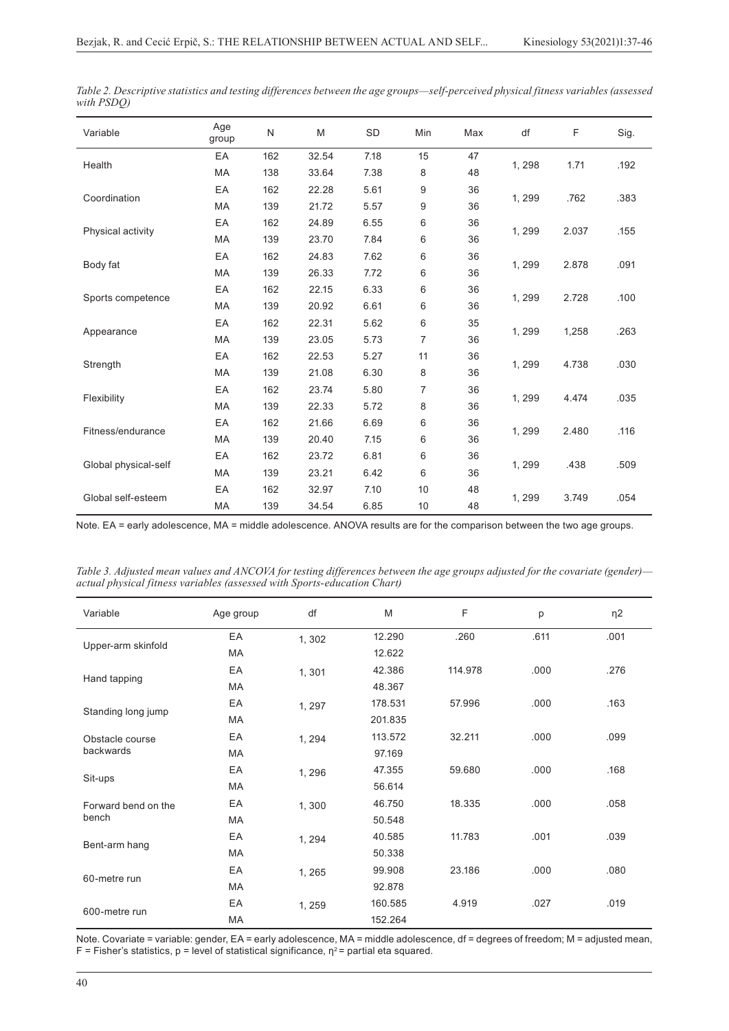*Table 2. Descriptive statistics and testing differences between the age groups—self-perceived physical fitness variables (assessed with PSDQ)*

| Variable | Age group | N | M | SD | Min | Max | df | F | Sig. |
|---|---|---|---|---|---|---|---|---|---|
| Health | EA | 162 | 32.54 | 7.18 | 15 | 47 | 1, 298 | 1.71 | .192 |
| | MA | 138 | 33.64 | 7.38 | 8 | 48 | | | |
| Coordination | EA | 162 | 22.28 | 5.61 | 9 | 36 | 1, 299 | .762 | .383 |
| | MA | 139 | 21.72 | 5.57 | 9 | 36 | | | |
| Physical activity | EA | 162 | 24.89 | 6.55 | 6 | 36 | 1, 299 | 2.037 | .155 |
| | MA | 139 | 23.70 | 7.84 | 6 | 36 | | | |
| Body fat | EA | 162 | 24.83 | 7.62 | 6 | 36 | 1, 299 | 2.878 | .091 |
| | MA | 139 | 26.33 | 7.72 | 6 | 36 | | | |
| Sports competence | EA | 162 | 22.15 | 6.33 | 6 | 36 | 1, 299 | 2.728 | .100 |
| | MA | 139 | 20.92 | 6.61 | 6 | 36 | | | |
| Appearance | EA | 162 | 22.31 | 5.62 | 6 | 35 | 1, 299 | 1,258 | .263 |
| | MA | 139 | 23.05 | 5.73 | 7 | 36 | | | |
| Strength | EA | 162 | 22.53 | 5.27 | 11 | 36 | 1, 299 | 4.738 | .030 |
| | MA | 139 | 21.08 | 6.30 | 8 | 36 | | | |
| Flexibility | EA | 162 | 23.74 | 5.80 | 7 | 36 | 1, 299 | 4.474 | .035 |
| | MA | 139 | 22.33 | 5.72 | 8 | 36 | | | |
| Fitness/endurance | EA | 162 | 21.66 | 6.69 | 6 | 36 | 1, 299 | 2.480 | .116 |
| | MA | 139 | 20.40 | 7.15 | 6 | 36 | | | |
| Global physical-self | EA | 162 | 23.72 | 6.81 | 6 | 36 | 1, 299 | .438 | .509 |
| | MA | 139 | 23.21 | 6.42 | 6 | 36 | | | |
| Global self-esteem | EA | 162 | 32.97 | 7.10 | 10 | 48 | 1, 299 | 3.749 | .054 |
| | MA | 139 | 34.54 | 6.85 | 10 | 48 | | | |

Note. EA = early adolescence, MA = middle adolescence. ANOVA results are for the comparison between the two age groups.

*Table 3. Adjusted mean values and ANCOVA for testing differences between the age groups adjusted for the covariate (gender)—actual physical fitness variables (assessed with Sports-education Chart)*

| Variable | Age group | df | M | F | p | η2 |
|---|---|---|---|---|---|---|
| Upper-arm skinfold | EA | 1, 302 | 12.290 | .260 | .611 | .001 |
| | MA | | 12.622 | | | |
| Hand tapping | EA | 1, 301 | 42.386 | 114.978 | .000 | .276 |
| | MA | | 48.367 | | | |
| Standing long jump | EA | 1, 297 | 178.531 | 57.996 | .000 | .163 |
| | MA | | 201.835 | | | |
| Obstacle course backwards | EA | 1, 294 | 113.572 | 32.211 | .000 | .099 |
| | MA | | 97.169 | | | |
| Sit-ups | EA | 1, 296 | 47.355 | 59.680 | .000 | .168 |
| | MA | | 56.614 | | | |
| Forward bend on the bench | EA | 1, 300 | 46.750 | 18.335 | .000 | .058 |
| | MA | | 50.548 | | | |
| Bent-arm hang | EA | 1, 294 | 40.585 | 11.783 | .001 | .039 |
| | MA | | 50.338 | | | |
| 60-metre run | EA | 1, 265 | 99.908 | 23.186 | .000 | .080 |
| | MA | | 92.878 | | | |
| 600-metre run | EA | 1, 259 | 160.585 | 4.919 | .027 | .019 |
| | MA | | 152.264 | | | |

Note. Covariate = variable: gender, EA = early adolescence, MA = middle adolescence, df = degrees of freedom; M = adjusted mean, F = Fisher's statistics, p = level of statistical significance, $\eta^2$ = partial eta squared.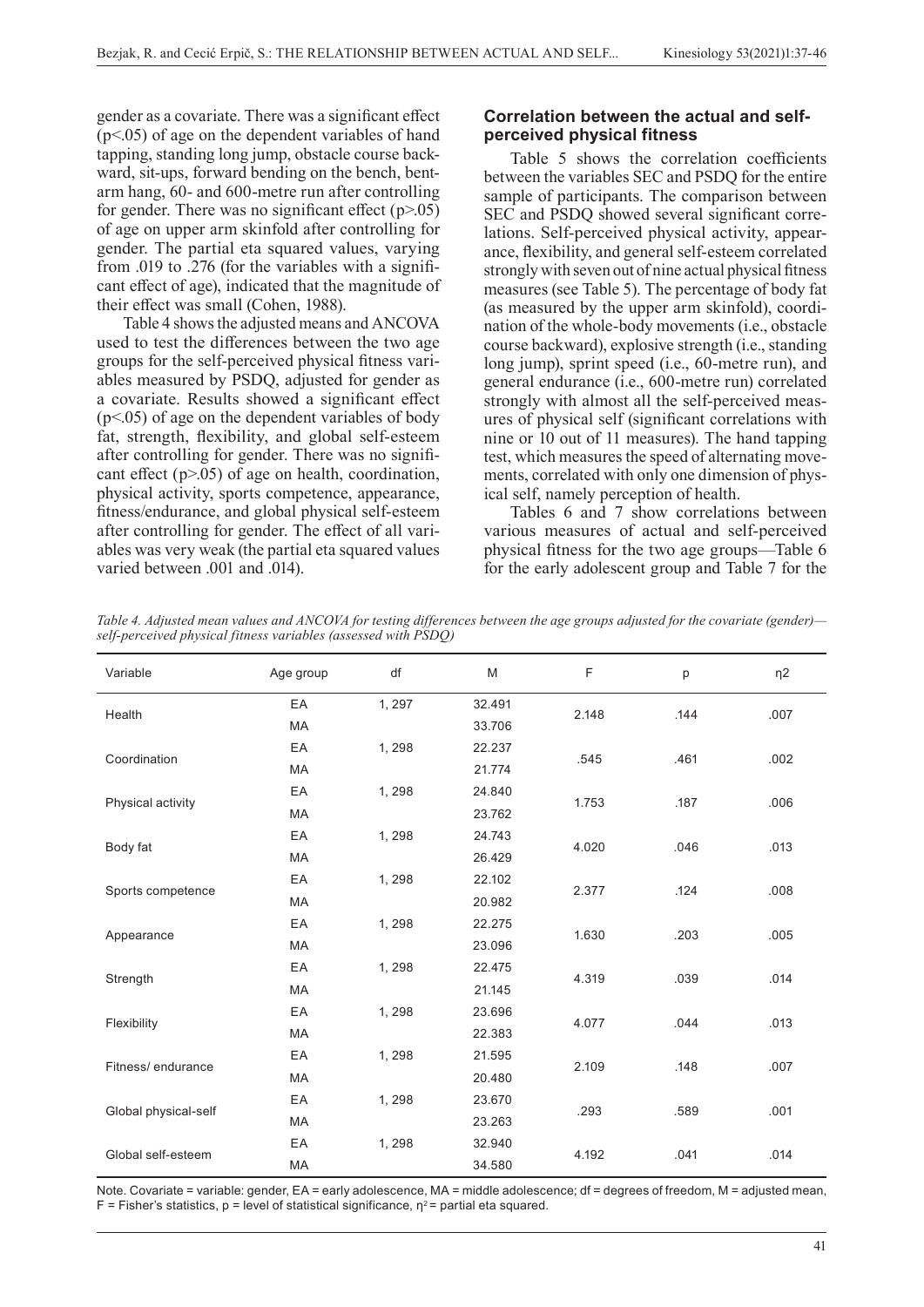gender as a covariate. There was a significant effect ($p<.05$) of age on the dependent variables of hand tapping, standing long jump, obstacle course backward, sit-ups, forward bending on the bench, bent-arm hang, 60- and 600-metre run after controlling for gender. There was no significant effect ($p>.05$) of age on upper arm skinfold after controlling for gender. The partial eta squared values, varying from .019 to .276 (for the variables with a significant effect of age), indicated that the magnitude of their effect was small (Cohen, 1988).

Table 4 shows the adjusted means and ANCOVA used to test the differences between the two age groups for the self-perceived physical fitness variables measured by PSDQ, adjusted for gender as a covariate. Results showed a significant effect ($p<.05$) of age on the dependent variables of body fat, strength, flexibility, and global self-esteem after controlling for gender. There was no significant effect ($p>.05$) of age on health, coordination, physical activity, sports competence, appearance, fitness/endurance, and global physical self-esteem after controlling for gender. The effect of all variables was very weak (the partial eta squared values varied between .001 and .014).

### Correlation between the actual and self-perceived physical fitness

Table 5 shows the correlation coefficients between the variables SEC and PSDQ for the entire sample of participants. The comparison between SEC and PSDQ showed several significant correlations. Self-perceived physical activity, appearance, flexibility, and general self-esteem correlated strongly with seven out of nine actual physical fitness measures (see Table 5). The percentage of body fat (as measured by the upper arm skinfold), coordination of the whole-body movements (i.e., obstacle course backward), explosive strength (i.e., standing long jump), sprint speed (i.e., 60-metre run), and general endurance (i.e., 600-metre run) correlated strongly with almost all the self-perceived measures of physical self (significant correlations with nine or 10 out of 11 measures). The hand tapping test, which measures the speed of alternating movements, correlated with only one dimension of physical self, namely perception of health.

Tables 6 and 7 show correlations between various measures of actual and self-perceived physical fitness for the two age groups—Table 6 for the early adolescent group and Table 7 for the

*Table 4. Adjusted mean values and ANCOVA for testing differences between the age groups adjusted for the covariate (gender)—self-perceived physical fitness variables (assessed with PSDQ)*

| Variable | Age group | df | M | F | p | η2 |
|---|---|---|---|---|---|---|
| Health | EA | 1, 297 | 32.491 | 2.148 | .144 | .007 |
| | MA | | 33.706 | | | |
| Coordination | EA | 1, 298 | 22.237 | .545 | .461 | .002 |
| | MA | | 21.774 | | | |
| Physical activity | EA | 1, 298 | 24.840 | 1.753 | .187 | .006 |
| | MA | | 23.762 | | | |
| Body fat | EA | 1, 298 | 24.743 | 4.020 | .046 | .013 |
| | MA | | 26.429 | | | |
| Sports competence | EA | 1, 298 | 22.102 | 2.377 | .124 | .008 |
| | MA | | 20.982 | | | |
| Appearance | EA | 1, 298 | 22.275 | 1.630 | .203 | .005 |
| | MA | | 23.096 | | | |
| Strength | EA | 1, 298 | 22.475 | 4.319 | .039 | .014 |
| | MA | | 21.145 | | | |
| Flexibility | EA | 1, 298 | 23.696 | 4.077 | .044 | .013 |
| | MA | | 22.383 | | | |
| Fitness/ endurance | EA | 1, 298 | 21.595 | 2.109 | .148 | .007 |
| | MA | | 20.480 | | | |
| Global physical-self | EA | 1, 298 | 23.670 | .293 | .589 | .001 |
| | MA | | 23.263 | | | |
| Global self-esteem | EA | 1, 298 | 32.940 | 4.192 | .041 | .014 |
| | MA | | 34.580 | | | |

Note. Covariate = variable: gender, EA = early adolescence, MA = middle adolescence; df = degrees of freedom, M = adjusted mean, F = Fisher's statistics, p = level of statistical significance, $\eta^2$ = partial eta squared.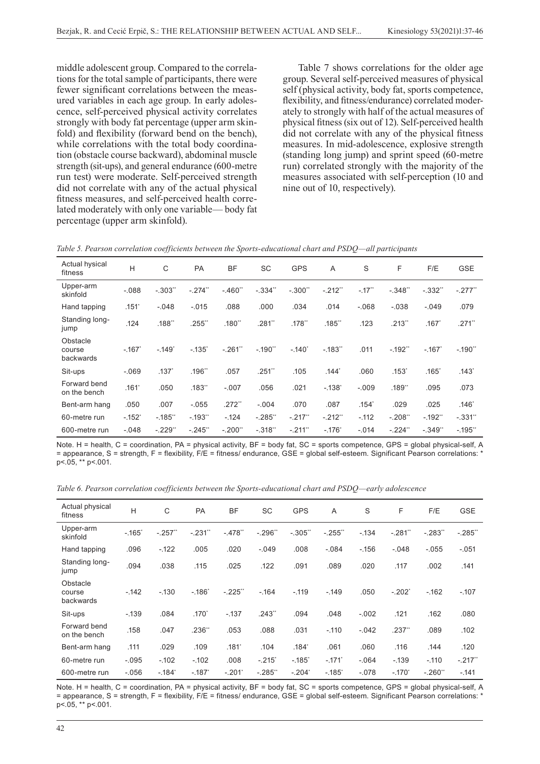middle adolescent group. Compared to the correlations for the total sample of participants, there were fewer significant correlations between the measured variables in each age group. In early adolescence, self-perceived physical activity correlates strongly with body fat percentage (upper arm skinfold) and flexibility (forward bend on the bench), while correlations with the total body coordination (obstacle course backward), abdominal muscle strength (sit-ups), and general endurance (600-metre run test) were moderate. Self-perceived strength did not correlate with any of the actual physical fitness measures, and self-perceived health correlated moderately with only one variable— body fat percentage (upper arm skinfold).

Table 7 shows correlations for the older age group. Several self-perceived measures of physical self (physical activity, body fat, sports competence, flexibility, and fitness/endurance) correlated moderately to strongly with half of the actual measures of physical fitness (six out of 12). Self-perceived health did not correlate with any of the physical fitness measures. In mid-adolescence, explosive strength (standing long jump) and sprint speed (60-metre run) correlated strongly with the majority of the measures associated with self-perception (10 and nine out of 10, respectively).

*Table 5. Pearson correlation coefficients between the Sports-educational chart and PSDQ—all participants*

| Actual hysical fitness | H | C | PA | BF | SC | GPS | A | S | F | F/E | GSE |
|---|---|---|---|---|---|---|---|---|---|---|---|
| Upper-arm skinfold | -.088 | -.303** | -.274** | -.460** | -.334** | -.300** | -.212** | -.17** | -.348** | -.332** | -.277** |
| Hand tapping | .151* | -.048 | -.015 | .088 | .000 | .034 | .014 | -.068 | -.038 | -.049 | .079 |
| Standing long-jump | .124 | .188** | .255** | .180** | .281** | .178** | .185** | .123 | .213** | .167* | .271** |
| Obstacle course backwards | -.167* | -.149* | -.135* | -.261** | -.190** | -.140* | -.183** | .011 | -.192** | -.167* | -.190** |
| Sit-ups | -.069 | .137* | .196** | .057 | .251** | .105 | .144* | .060 | .153* | .165* | .143* |
| Forward bend on the bench | .161* | .050 | .183** | -.007 | .056 | .021 | -.138* | -.009 | .189** | .095 | .073 |
| Bent-arm hang | .050 | .007 | -.055 | .272** | -.004 | .070 | .087 | .154* | .029 | .025 | .146* |
| 60-metre run | -.152* | -.185** | -.193** | -.124 | -.285** | -.217** | -.212** | -.112 | -.208** | -.192** | -.331** |
| 600-metre run | -.048 | -.229** | -.245** | -.200** | -.318** | -.211** | -.176* | -.014 | -.224** | -.349** | -.195** |

Note. H = health, C = coordination, PA = physical activity, BF = body fat, SC = sports competence, GPS = global physical-self, A = appearance, S = strength, F = flexibility, F/E = fitness/ endurance, GSE = global self-esteem. Significant Pearson correlations: * p<.05, ** p<.001.

*Table 6. Pearson correlation coefficients between the Sports-educational chart and PSDQ—early adolescence*

| Actual physical fitness | H | C | PA | BF | SC | GPS | A | S | F | F/E | GSE |
|---|---|---|---|---|---|---|---|---|---|---|---|
| Upper-arm skinfold | -.165* | -.257** | -.231** | -.478** | -.296** | -.305** | -.255** | -.134 | -.281** | -.283** | -.285** |
| Hand tapping | .096 | -.122 | .005 | .020 | -.049 | .008 | -.084 | -.156 | -.048 | -.055 | -.051 |
| Standing long-jump | .094 | .038 | .115 | .025 | .122 | .091 | .089 | .020 | .117 | .002 | .141 |
| Obstacle course backwards | -.142 | -.130 | -.186* | -.225** | -.164 | -.119 | -.149 | .050 | -.202* | -.162 | -.107 |
| Sit-ups | -.139 | .084 | .170* | -.137 | .243** | .094 | .048 | -.002 | .121 | .162 | .080 |
| Forward bend on the bench | .158 | .047 | .236** | .053 | .088 | .031 | -.110 | -.042 | .237** | .089 | .102 |
| Bent-arm hang | .111 | .029 | .109 | .181* | .104 | .184* | .061 | .060 | .116 | .144 | .120 |
| 60-metre run | -.095 | -.102 | -.102 | .008 | -.215* | -.185* | -.171* | -.064 | -.139 | -.110 | -.217** |
| 600-metre run | -.056 | -.184* | -.187* | -.201* | -.285** | -.204* | -.185* | -.078 | -.170* | -.260** | -.141 |

Note. H = health, C = coordination, PA = physical activity, BF = body fat, SC = sports competence, GPS = global physical-self, A = appearance, S = strength, F = flexibility, F/E = fitness/ endurance, GSE = global self-esteem. Significant Pearson correlations: * p<.05, ** p<.001.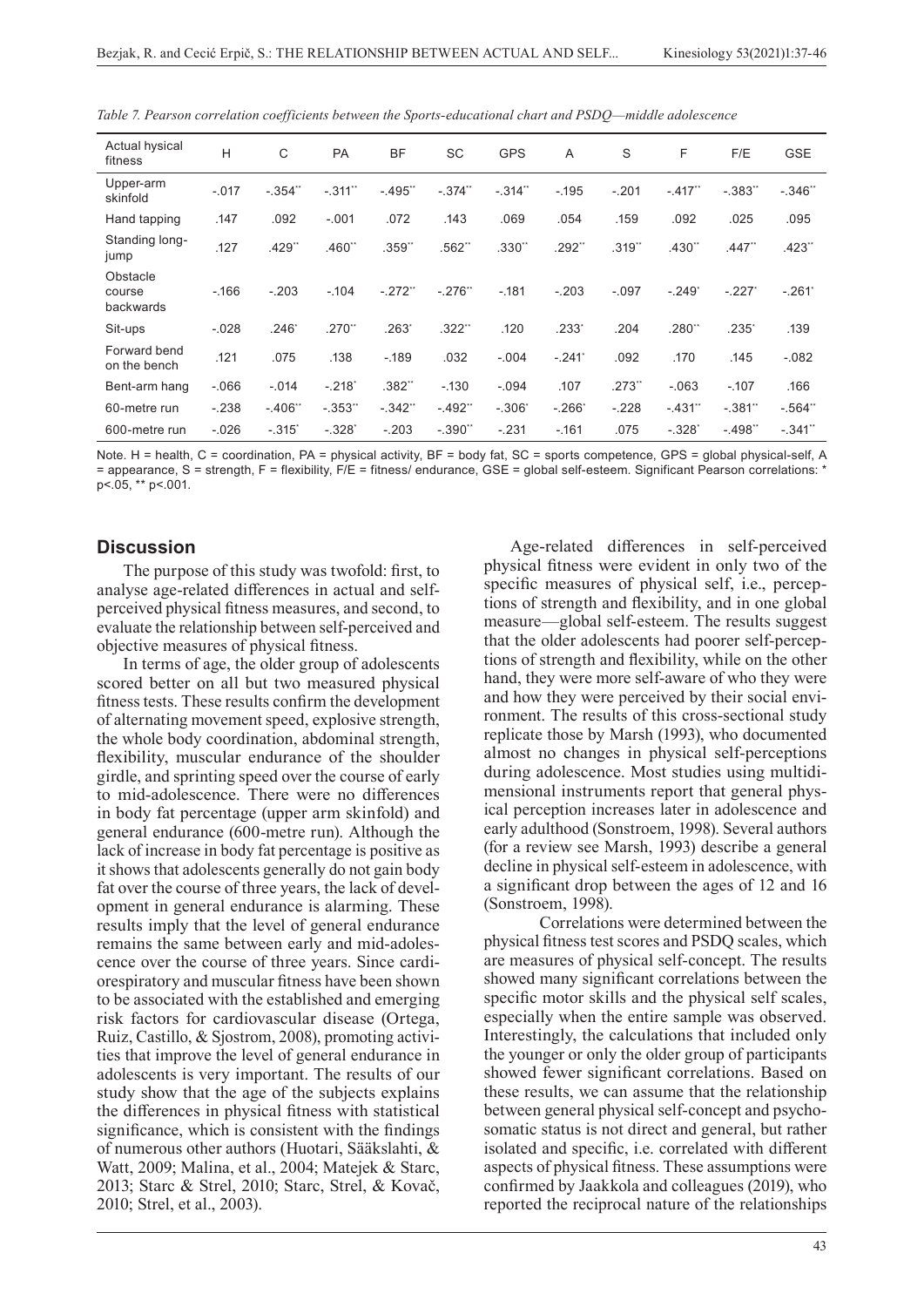*Table 7. Pearson correlation coefficients between the Sports-educational chart and PSDQ—middle adolescence*

| Actual hysical fitness | H | C | PA | BF | SC | GPS | A | S | F | F/E | GSE |
|---|---|---|---|---|---|---|---|---|---|---|---|
| Upper-arm skinfold | -.017 | -.354** | -.311** | -.495** | -.374** | -.314** | -.195 | -.201 | -.417** | -.383** | -.346** |
| Hand tapping | .147 | .092 | -.001 | .072 | .143 | .069 | .054 | .159 | .092 | .025 | .095 |
| Standing long-jump | .127 | .429** | .460** | .359** | .562** | .330** | .292** | .319** | .430** | .447** | .423** |
| Obstacle course backwards | -.166 | -.203 | -.104 | -.272** | -.276** | -.181 | -.203 | -.097 | -.249* | -.227* | -.261* |
| Sit-ups | -.028 | .246* | .270** | .263* | .322** | .120 | .233* | .204 | .280** | .235* | .139 |
| Forward bend on the bench | .121 | .075 | .138 | -.189 | .032 | -.004 | -.241* | .092 | .170 | .145 | -.082 |
| Bent-arm hang | -.066 | -.014 | -.218* | .382** | -.130 | -.094 | .107 | .273** | -.063 | -.107 | .166 |
| 60-metre run | -.238 | -.406** | -.353** | -.342** | -.492** | -.306* | -.266* | -.228 | -.431** | -.381** | -.564** |
| 600-metre run | -.026 | -.315* | -.328* | -.203 | -.390** | -.231 | -.161 | .075 | -.328* | -.498** | -.341** |

Note. H = health, C = coordination, PA = physical activity, BF = body fat, SC = sports competence, GPS = global physical-self, A = appearance, S = strength, F = flexibility, F/E = fitness/ endurance, GSE = global self-esteem. Significant Pearson correlations: * p<.05, ** p<.001.

## Discussion

The purpose of this study was twofold: first, to analyse age-related differences in actual and self-perceived physical fitness measures, and second, to evaluate the relationship between self-perceived and objective measures of physical fitness.

In terms of age, the older group of adolescents scored better on all but two measured physical fitness tests. These results confirm the development of alternating movement speed, explosive strength, the whole body coordination, abdominal strength, flexibility, muscular endurance of the shoulder girdle, and sprinting speed over the course of early to mid-adolescence. There were no differences in body fat percentage (upper arm skinfold) and general endurance (600-metre run). Although the lack of increase in body fat percentage is positive as it shows that adolescents generally do not gain body fat over the course of three years, the lack of development in general endurance is alarming. These results imply that the level of general endurance remains the same between early and mid-adolescence over the course of three years. Since cardiorespiratory and muscular fitness have been shown to be associated with the established and emerging risk factors for cardiovascular disease (Ortega, Ruiz, Castillo, & Sjostrom, 2008), promoting activities that improve the level of general endurance in adolescents is very important. The results of our study show that the age of the subjects explains the differences in physical fitness with statistical significance, which is consistent with the findings of numerous other authors (Huotari, Sääkslahti, & Watt, 2009; Malina, et al., 2004; Matejek & Starc, 2013; Starc & Strel, 2010; Starc, Strel, & Kovač, 2010; Strel, et al., 2003).

Age-related differences in self-perceived physical fitness were evident in only two of the specific measures of physical self, i.e., perceptions of strength and flexibility, and in one global measure—global self-esteem. The results suggest that the older adolescents had poorer self-perceptions of strength and flexibility, while on the other hand, they were more self-aware of who they were and how they were perceived by their social environment. The results of this cross-sectional study replicate those by Marsh (1993), who documented almost no changes in physical self-perceptions during adolescence. Most studies using multidimensional instruments report that general physical perception increases later in adolescence and early adulthood (Sonstroem, 1998). Several authors (for a review see Marsh, 1993) describe a general decline in physical self-esteem in adolescence, with a significant drop between the ages of 12 and 16 (Sonstroem, 1998).

Correlations were determined between the physical fitness test scores and PSDQ scales, which are measures of physical self-concept. The results showed many significant correlations between the specific motor skills and the physical self scales, especially when the entire sample was observed. Interestingly, the calculations that included only the younger or only the older group of participants showed fewer significant correlations. Based on these results, we can assume that the relationship between general physical self-concept and psychosomatic status is not direct and general, but rather isolated and specific, i.e. correlated with different aspects of physical fitness. These assumptions were confirmed by Jaakkola and colleagues (2019), who reported the reciprocal nature of the relationships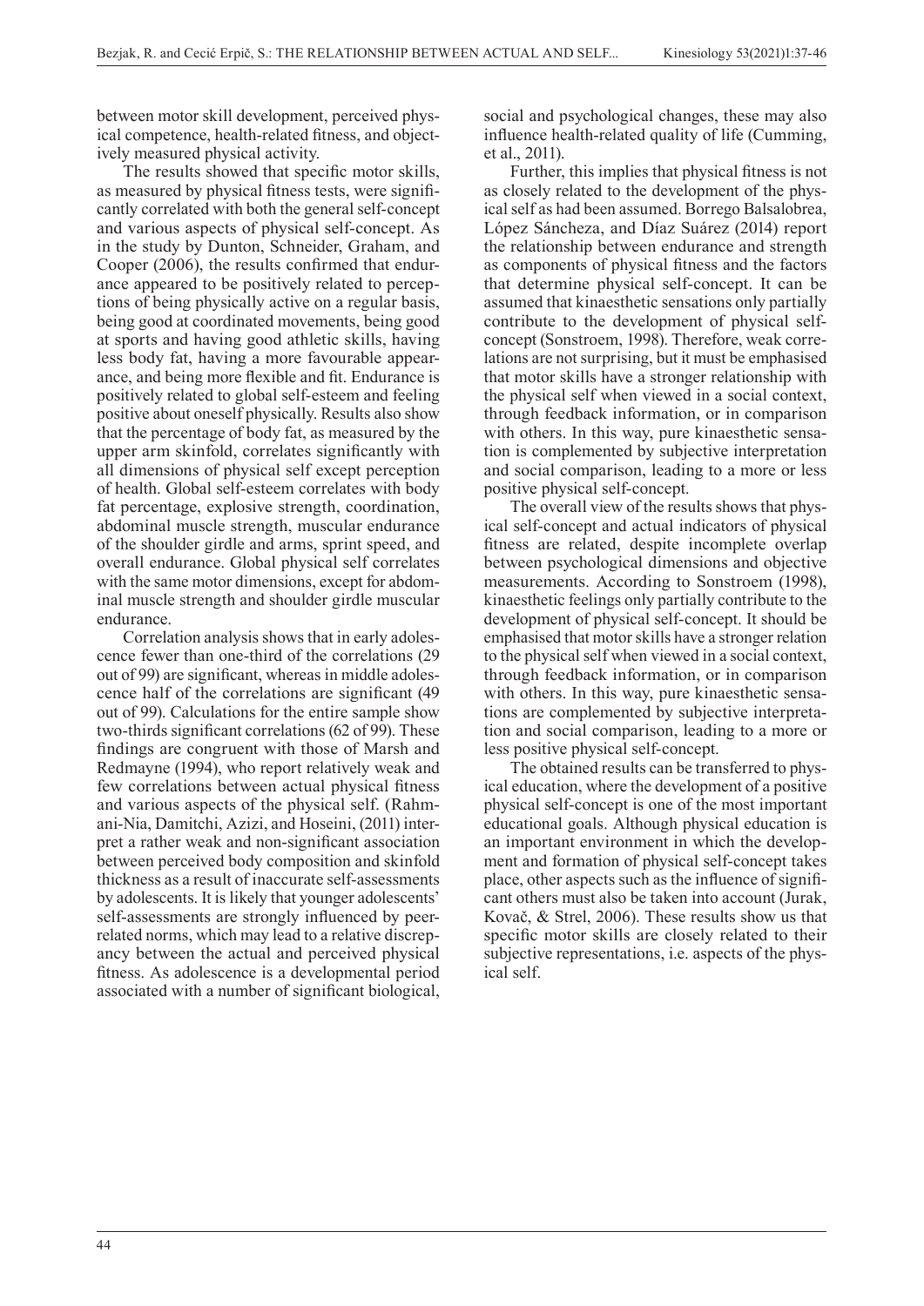between motor skill development, perceived physical competence, health-related fitness, and objectively measured physical activity.

The results showed that specific motor skills, as measured by physical fitness tests, were significantly correlated with both the general self-concept and various aspects of physical self-concept. As in the study by Dunton, Schneider, Graham, and Cooper (2006), the results confirmed that endurance appeared to be positively related to perceptions of being physically active on a regular basis, being good at coordinated movements, being good at sports and having good athletic skills, having less body fat, having a more favourable appearance, and being more flexible and fit. Endurance is positively related to global self-esteem and feeling positive about oneself physically. Results also show that the percentage of body fat, as measured by the upper arm skinfold, correlates significantly with all dimensions of physical self except perception of health. Global self-esteem correlates with body fat percentage, explosive strength, coordination, abdominal muscle strength, muscular endurance of the shoulder girdle and arms, sprint speed, and overall endurance. Global physical self correlates with the same motor dimensions, except for abdominal muscle strength and shoulder girdle muscular endurance.

Correlation analysis shows that in early adolescence fewer than one-third of the correlations (29 out of 99) are significant, whereas in middle adolescence half of the correlations are significant (49 out of 99). Calculations for the entire sample show two-thirds significant correlations (62 of 99). These findings are congruent with those of Marsh and Redmayne (1994), who report relatively weak and few correlations between actual physical fitness and various aspects of the physical self. (Rahmani-Nia, Damitchi, Azizi, and Hoseini, (2011) interpret a rather weak and non-significant association between perceived body composition and skinfold thickness as a result of inaccurate self-assessments by adolescents. It is likely that younger adolescents' self-assessments are strongly influenced by peer-related norms, which may lead to a relative discrepancy between the actual and perceived physical fitness. As adolescence is a developmental period associated with a number of significant biological, social and psychological changes, these may also influence health-related quality of life (Cumming, et al., 2011).

Further, this implies that physical fitness is not as closely related to the development of the physical self as had been assumed. Borrego Balsalobrea, López Sáncheza, and Díaz Suárez (2014) report the relationship between endurance and strength as components of physical fitness and the factors that determine physical self-concept. It can be assumed that kinaesthetic sensations only partially contribute to the development of physical self-concept (Sonstroem, 1998). Therefore, weak correlations are not surprising, but it must be emphasised that motor skills have a stronger relationship with the physical self when viewed in a social context, through feedback information, or in comparison with others. In this way, pure kinaesthetic sensation is complemented by subjective interpretation and social comparison, leading to a more or less positive physical self-concept.

The overall view of the results shows that physical self-concept and actual indicators of physical fitness are related, despite incomplete overlap between psychological dimensions and objective measurements. According to Sonstroem (1998), kinaesthetic feelings only partially contribute to the development of physical self-concept. It should be emphasised that motor skills have a stronger relation to the physical self when viewed in a social context, through feedback information, or in comparison with others. In this way, pure kinaesthetic sensations are complemented by subjective interpretation and social comparison, leading to a more or less positive physical self-concept.

The obtained results can be transferred to physical education, where the development of a positive physical self-concept is one of the most important educational goals. Although physical education is an important environment in which the development and formation of physical self-concept takes place, other aspects such as the influence of significant others must also be taken into account (Jurak, Kovač, & Strel, 2006). These results show us that specific motor skills are closely related to their subjective representations, i.e. aspects of the physical self.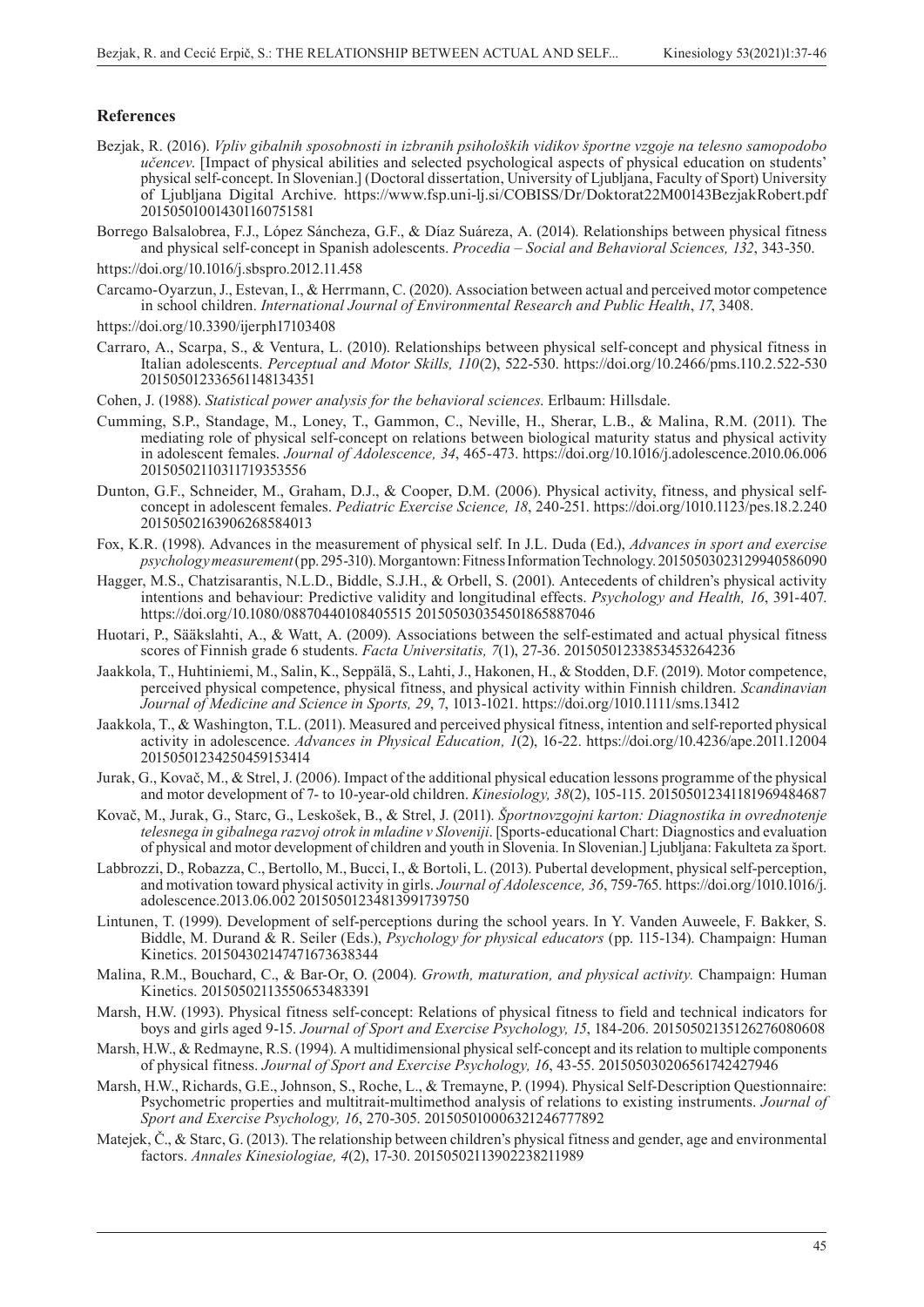## References

Bezjak, R. (2016). *Vpliv gibalnih sposobnosti in izbranih psiholoških vidikov športne vzgoje na telesno samopodobo učencev*. [Impact of physical abilities and selected psychological aspects of physical education on students' physical self-concept. In Slovenian.] (Doctoral dissertation, University of Ljubljana, Faculty of Sport) University of Ljubljana Digital Archive. https://www.fsp.uni-lj.si/COBISS/Dr/Doktorat22M00143BezjakRobert.pdf 20150501001430116075158​1

Borrego Balsalobrea, F.J., López Sáncheza, G.F., & Díaz Suáreza, A. (2014). Relationships between physical fitness and physical self-concept in Spanish adolescents. *Procedia – Social and Behavioral Sciences, 132*, 343-350.

https://doi.org/10.1016/j.sbspro.2012.11.458

Carcamo-Oyarzun, J., Estevan, I., & Herrmann, C. (2020). Association between actual and perceived motor competence in school children. *International Journal of Environmental Research and Public Health*, *17*, 3408.

https://doi.org/10.3390/ijerph17103408

Carraro, A., Scarpa, S., & Ventura, L. (2010). Relationships between physical self-concept and physical fitness in Italian adolescents. *Perceptual and Motor Skills, 110*(2), 522-530. https://doi.org/10.2466/pms.110.2.522-530 20150501233656114813435​1

Cohen, J. (1988). *Statistical power analysis for the behavioral sciences.* Erlbaum: Hillsdale.

Cumming, S.P., Standage, M., Loney, T., Gammon, C., Neville, H., Sherar, L.B., & Malina, R.M. (2011). The mediating role of physical self-concept on relations between biological maturity status and physical activity in adolescent females. *Journal of Adolescence, 34*, 465-473. https://doi.org/10.1016/j.adolescence.2010.06.006 2015050211031171935355​6

Dunton, G.F., Schneider, M., Graham, D.J., & Cooper, D.M. (2006). Physical activity, fitness, and physical self-concept in adolescent females. *Pediatric Exercise Science, 18*, 240-251. https://doi.org/1010.1123/pes.18.2.240 2015050216390626858401​3

Fox, K.R. (1998). Advances in the measurement of physical self. In J.L. Duda (Ed.), *Advances in sport and exercise psychology measurement* (pp. 295-310). Morgantown: Fitness Information Technology. 2015050302312994058609​0

Hagger, M.S., Chatzisarantis, N.L.D., Biddle, S.J.H., & Orbell, S. (2001). Antecedents of children's physical activity intentions and behaviour: Predictive validity and longitudinal effects. *Psychology and Health, 16*, 391-407. https://doi.org/10.1080/08870440108405515 2015050303545018658870​46

Huotari, P., Sääkslahti, A., & Watt, A. (2009). Associations between the self-estimated and actual physical fitness scores of Finnish grade 6 students. *Facta Universitatis, 7*(1), 27-36. 2015050123385345326423​6

Jaakkola, T., Huhtiniemi, M., Salin, K., Seppälä, S., Lahti, J., Hakonen, H., & Stodden, D.F. (2019). Motor competence, perceived physical competence, physical fitness, and physical activity within Finnish children. *Scandinavian Journal of Medicine and Science in Sports, 29*, 7, 1013-1021. https://doi.org/1010.1111/sms.13412

Jaakkola, T., & Washington, T.L. (2011). Measured and perceived physical fitness, intention and self-reported physical activity in adolescence. *Advances in Physical Education, 1*(2), 16-22. https://doi.org/10.4236/ape.2011.12004 2015050123425045915341​4

Jurak, G., Kovač, M., & Strel, J. (2006). Impact of the additional physical education lessons programme of the physical and motor development of 7- to 10-year-old children. *Kinesiology, 38*(2), 105-115. 2015050123411819698468​7

Kovač, M., Jurak, G., Starc, G., Leskošek, B., & Strel, J. (2011). *Športnovzgojni karton: Diagnostika in ovrednotenje telesnega in gibalnega razvoj otrok in mladine v Sloveniji*. [Sports-educational Chart: Diagnostics and evaluation of physical and motor development of children and youth in Slovenia. In Slovenian.] Ljubljana: Fakulteta za šport.

Labbrozzi, D., Robazza, C., Bertollo, M., Bucci, I., & Bortoli, L. (2013). Pubertal development, physical self-perception, and motivation toward physical activity in girls. *Journal of Adolescence, 36*, 759-765. https://doi.org/1010.1016/j.adolescence.2013.06.002 2015050123481399173975​0

Lintunen, T. (1999). Development of self-perceptions during the school years. In Y. Vanden Auweele, F. Bakker, S. Biddle, M. Durand & R. Seiler (Eds.), *Psychology for physical educators* (pp. 115-134). Champaign: Human Kinetics. 2015043021474716736383​44

Malina, R.M., Bouchard, C., & Bar-Or, O. (2004). *Growth, maturation, and physical activity.* Champaign: Human Kinetics. 2015050211355065348339​1

Marsh, H.W. (1993). Physical fitness self-concept: Relations of physical fitness to field and technical indicators for boys and girls aged 9-15. *Journal of Sport and Exercise Psychology, 15*, 184-206. 2015050213512627608060​8

Marsh, H.W., & Redmayne, R.S. (1994). A multidimensional physical self-concept and its relation to multiple components of physical fitness. *Journal of Sport and Exercise Psychology, 16*, 43-55. 2015050302065617424279​46

Marsh, H.W., Richards, G.E., Johnson, S., Roche, L., & Tremayne, P. (1994). Physical Self-Description Questionnaire: Psychometric properties and multitrait-multimethod analysis of relations to existing instruments. *Journal of Sport and Exercise Psychology, 16*, 270-305. 2015050100063212467778​92

Matejek, Č., & Starc, G. (2013). The relationship between children's physical fitness and gender, age and environmental factors. *Annales Kinesiologiae, 4*(2), 17-30. 2015050211390223821198​9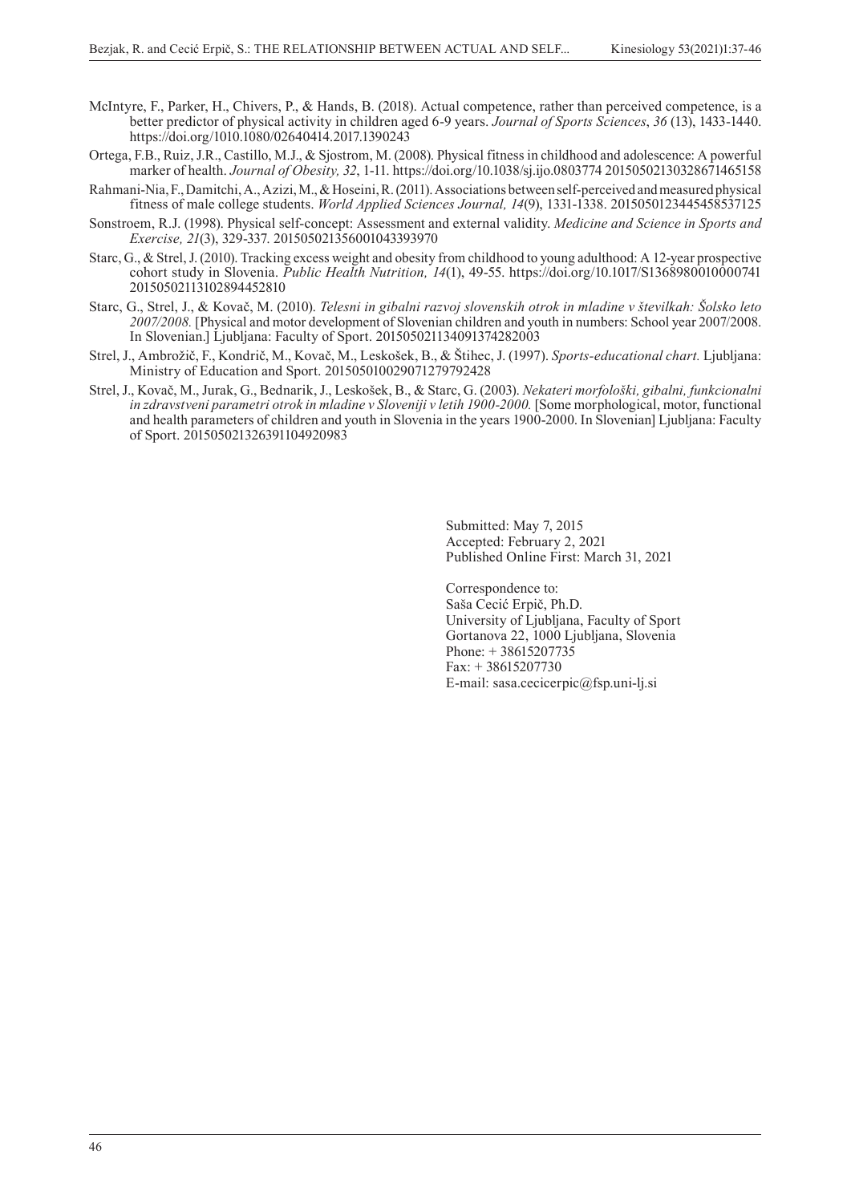McIntyre, F., Parker, H., Chivers, P., & Hands, B. (2018). Actual competence, rather than perceived competence, is a better predictor of physical activity in children aged 6-9 years. *Journal of Sports Sciences*, *36* (13), 1433-1440. https://doi.org/1010.1080/02640414.2017.1390243

Ortega, F.B., Ruiz, J.R., Castillo, M.J., & Sjostrom, M. (2008). Physical fitness in childhood and adolescence: A powerful marker of health. *Journal of Obesity, 32*, 1-11. https://doi.org/10.1038/sj.ijo.0803774 20150502130328671465158

Rahmani-Nia, F., Damitchi, A., Azizi, M., & Hoseini, R. (2011). Associations between self-perceived and measured physical fitness of male college students. *World Applied Sciences Journal, 14*(9), 1331-1338. 20150501234454585371​25

Sonstroem, R.J. (1998). Physical self-concept: Assessment and external validity. *Medicine and Science in Sports and Exercise, 21*(3), 329-337. 20150502135600104339​3970

Starc, G., & Strel, J. (2010). Tracking excess weight and obesity from childhood to young adulthood: A 12-year prospective cohort study in Slovenia. *Public Health Nutrition, 14*(1), 49-55. https://doi.org/10.1017/S1368980010000741 20150502113102894452810

Starc, G., Strel, J., & Kovač, M. (2010). *Telesni in gibalni razvoj slovenskih otrok in mladine v številkah: Šolsko leto 2007/2008.* [Physical and motor development of Slovenian children and youth in numbers: School year 2007/2008. In Slovenian.] Ljubljana: Faculty of Sport. 20150502113409137428​2003

Strel, J., Ambrožič, F., Kondrič, M., Kovač, M., Leskošek, B., & Štihec, J. (1997). *Sports-educational chart.* Ljubljana: Ministry of Education and Sport. 20150501002907127979​2428

Strel, J., Kovač, M., Jurak, G., Bednarik, J., Leskošek, B., & Starc, G. (2003). *Nekateri morfološki, gibalni, funkcionalni in zdravstveni parametri otrok in mladine v Sloveniji v letih 1900-2000.* [Some morphological, motor, functional and health parameters of children and youth in Slovenia in the years 1900-2000. In Slovenian] Ljubljana: Faculty of Sport. 20150502132639110492​0983

Submitted: May 7, 2015
Accepted: February 2, 2021
Published Online First: March 31, 2021

Correspondence to:
Saša Cecić Erpič, Ph.D.
University of Ljubljana, Faculty of Sport
Gortanova 22, 1000 Ljubljana, Slovenia
Phone: + 38615207735
Fax: + 38615207730
E-mail: sasa.cecicerpic@fsp.uni-lj.si